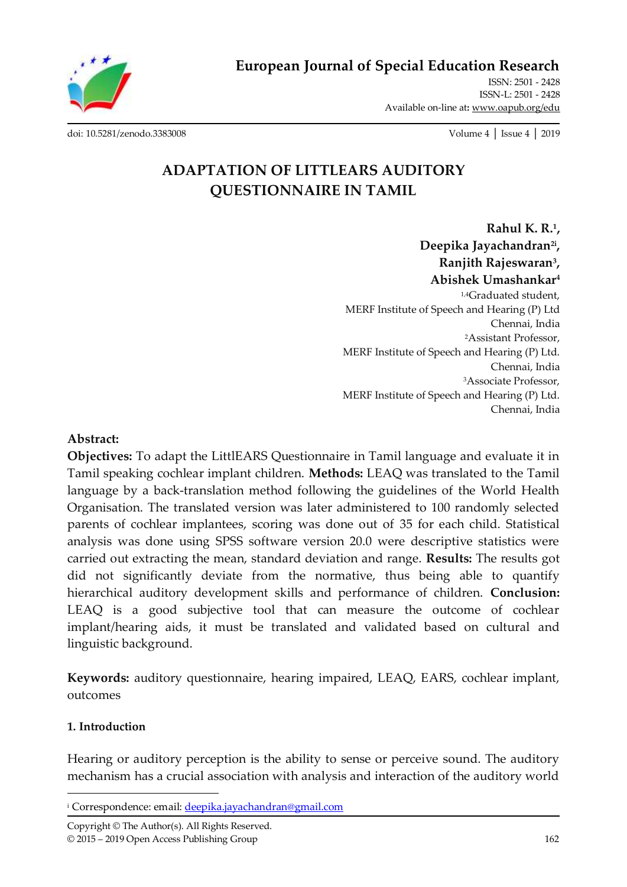# ADAPTATION OF LITTLEARS AUDITORY QUESTIONNAIRE IN TAMIL

**Rahul K. R.**[1],
**Deepika Jayachandran**[2i],
**Ranjith Rajeswaran**[3],
**Abishek Umashankar**[4]

[1,4]Graduated student,
MERF Institute of Speech and Hearing (P) Ltd
Chennai, India

[2]Assistant Professor,
MERF Institute of Speech and Hearing (P) Ltd.
Chennai, India

[3]Associate Professor,
MERF Institute of Speech and Hearing (P) Ltd.
Chennai, India

**Abstract:**

**Objectives:** To adapt the LittlEARS Questionnaire in Tamil language and evaluate it in Tamil speaking cochlear implant children. **Methods:** LEAQ was translated to the Tamil language by a back-translation method following the guidelines of the World Health Organisation. The translated version was later administered to 100 randomly selected parents of cochlear implantees, scoring was done out of 35 for each child. Statistical analysis was done using SPSS software version 20.0 were descriptive statistics were carried out extracting the mean, standard deviation and range. **Results:** The results got did not significantly deviate from the normative, thus being able to quantify hierarchical auditory development skills and performance of children. **Conclusion:** LEAQ is a good subjective tool that can measure the outcome of cochlear implant/hearing aids, it must be translated and validated based on cultural and linguistic background.

**Keywords:** auditory questionnaire, hearing impaired, LEAQ, EARS, cochlear implant, outcomes

## 1. Introduction

Hearing or auditory perception is the ability to sense or perceive sound. The auditory mechanism has a crucial association with analysis and interaction of the auditory world

---

[i] Correspondence: email: deepika.jayachandran@gmail.com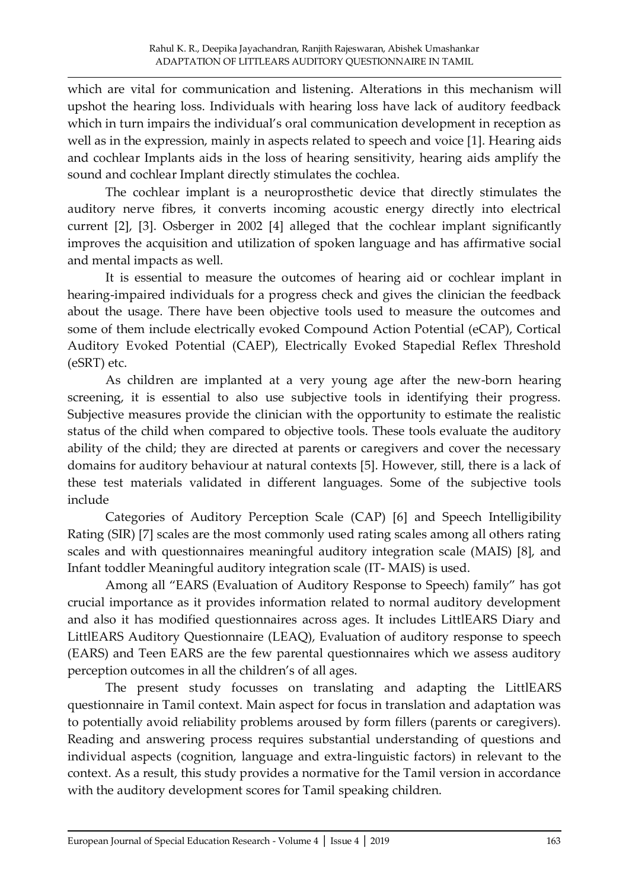which are vital for communication and listening. Alterations in this mechanism will upshot the hearing loss. Individuals with hearing loss have lack of auditory feedback which in turn impairs the individual's oral communication development in reception as well as in the expression, mainly in aspects related to speech and voice [1]. Hearing aids and cochlear Implants aids in the loss of hearing sensitivity, hearing aids amplify the sound and cochlear Implant directly stimulates the cochlea.

The cochlear implant is a neuroprosthetic device that directly stimulates the auditory nerve fibres, it converts incoming acoustic energy directly into electrical current [2], [3]. Osberger in 2002 [4] alleged that the cochlear implant significantly improves the acquisition and utilization of spoken language and has affirmative social and mental impacts as well.

It is essential to measure the outcomes of hearing aid or cochlear implant in hearing-impaired individuals for a progress check and gives the clinician the feedback about the usage. There have been objective tools used to measure the outcomes and some of them include electrically evoked Compound Action Potential (eCAP), Cortical Auditory Evoked Potential (CAEP), Electrically Evoked Stapedial Reflex Threshold (eSRT) etc.

As children are implanted at a very young age after the new-born hearing screening, it is essential to also use subjective tools in identifying their progress. Subjective measures provide the clinician with the opportunity to estimate the realistic status of the child when compared to objective tools. These tools evaluate the auditory ability of the child; they are directed at parents or caregivers and cover the necessary domains for auditory behaviour at natural contexts [5]. However, still, there is a lack of these test materials validated in different languages. Some of the subjective tools include

Categories of Auditory Perception Scale (CAP) [6] and Speech Intelligibility Rating (SIR) [7] scales are the most commonly used rating scales among all others rating scales and with questionnaires meaningful auditory integration scale (MAIS) [8], and Infant toddler Meaningful auditory integration scale (IT- MAIS) is used.

Among all "EARS (Evaluation of Auditory Response to Speech) family" has got crucial importance as it provides information related to normal auditory development and also it has modified questionnaires across ages. It includes LittlEARS Diary and LittlEARS Auditory Questionnaire (LEAQ), Evaluation of auditory response to speech (EARS) and Teen EARS are the few parental questionnaires which we assess auditory perception outcomes in all the children's of all ages.

The present study focusses on translating and adapting the LittlEARS questionnaire in Tamil context. Main aspect for focus in translation and adaptation was to potentially avoid reliability problems aroused by form fillers (parents or caregivers). Reading and answering process requires substantial understanding of questions and individual aspects (cognition, language and extra-linguistic factors) in relevant to the context. As a result, this study provides a normative for the Tamil version in accordance with the auditory development scores for Tamil speaking children.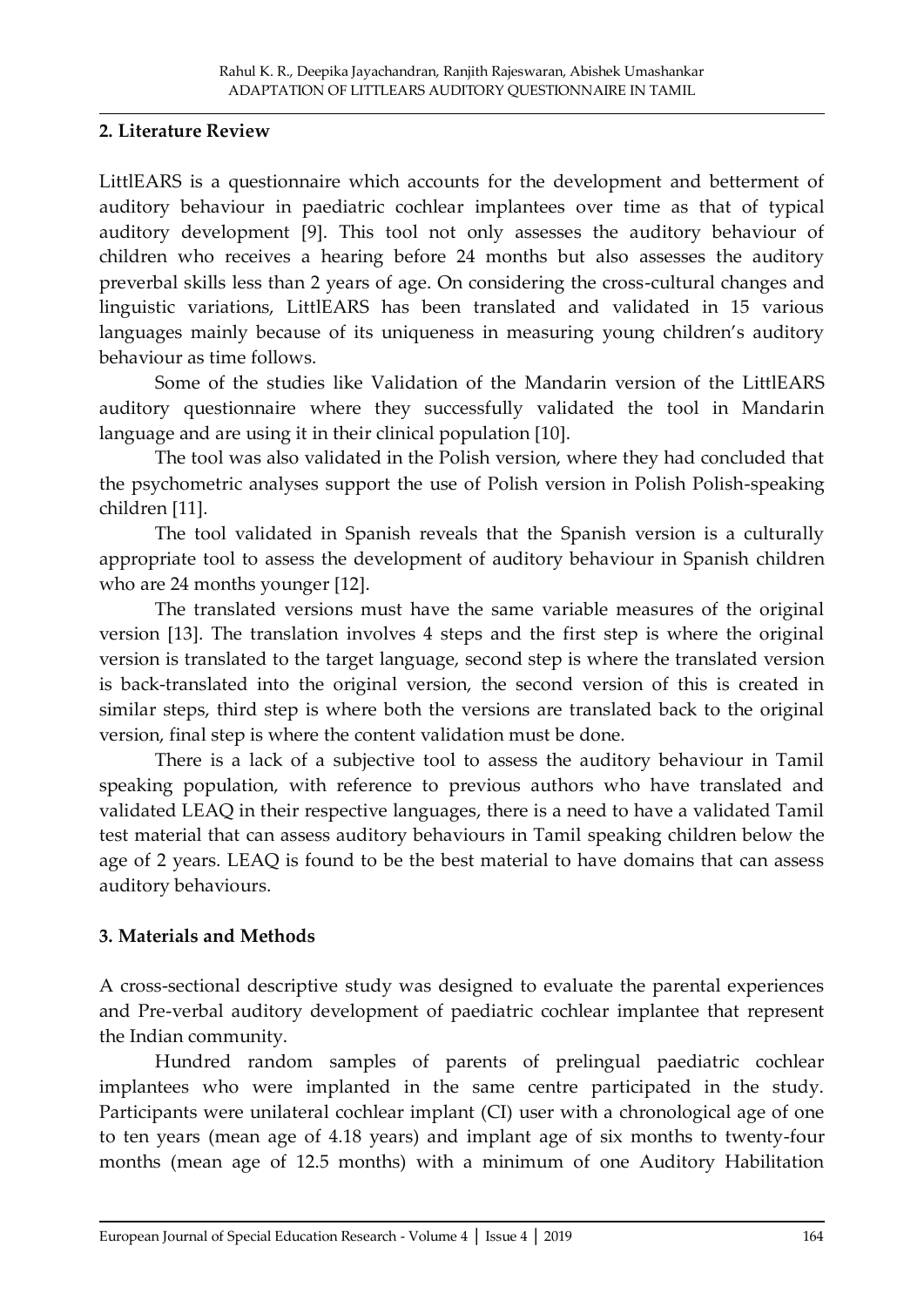## 2. Literature Review

LittlEARS is a questionnaire which accounts for the development and betterment of auditory behaviour in paediatric cochlear implantees over time as that of typical auditory development [9]. This tool not only assesses the auditory behaviour of children who receives a hearing before 24 months but also assesses the auditory preverbal skills less than 2 years of age. On considering the cross-cultural changes and linguistic variations, LittlEARS has been translated and validated in 15 various languages mainly because of its uniqueness in measuring young children's auditory behaviour as time follows.

Some of the studies like Validation of the Mandarin version of the LittlEARS auditory questionnaire where they successfully validated the tool in Mandarin language and are using it in their clinical population [10].

The tool was also validated in the Polish version, where they had concluded that the psychometric analyses support the use of Polish version in Polish Polish-speaking children [11].

The tool validated in Spanish reveals that the Spanish version is a culturally appropriate tool to assess the development of auditory behaviour in Spanish children who are 24 months younger [12].

The translated versions must have the same variable measures of the original version [13]. The translation involves 4 steps and the first step is where the original version is translated to the target language, second step is where the translated version is back-translated into the original version, the second version of this is created in similar steps, third step is where both the versions are translated back to the original version, final step is where the content validation must be done.

There is a lack of a subjective tool to assess the auditory behaviour in Tamil speaking population, with reference to previous authors who have translated and validated LEAQ in their respective languages, there is a need to have a validated Tamil test material that can assess auditory behaviours in Tamil speaking children below the age of 2 years. LEAQ is found to be the best material to have domains that can assess auditory behaviours.

## 3. Materials and Methods

A cross-sectional descriptive study was designed to evaluate the parental experiences and Pre-verbal auditory development of paediatric cochlear implantee that represent the Indian community.

Hundred random samples of parents of prelingual paediatric cochlear implantees who were implanted in the same centre participated in the study. Participants were unilateral cochlear implant (CI) user with a chronological age of one to ten years (mean age of 4.18 years) and implant age of six months to twenty-four months (mean age of 12.5 months) with a minimum of one Auditory Habilitation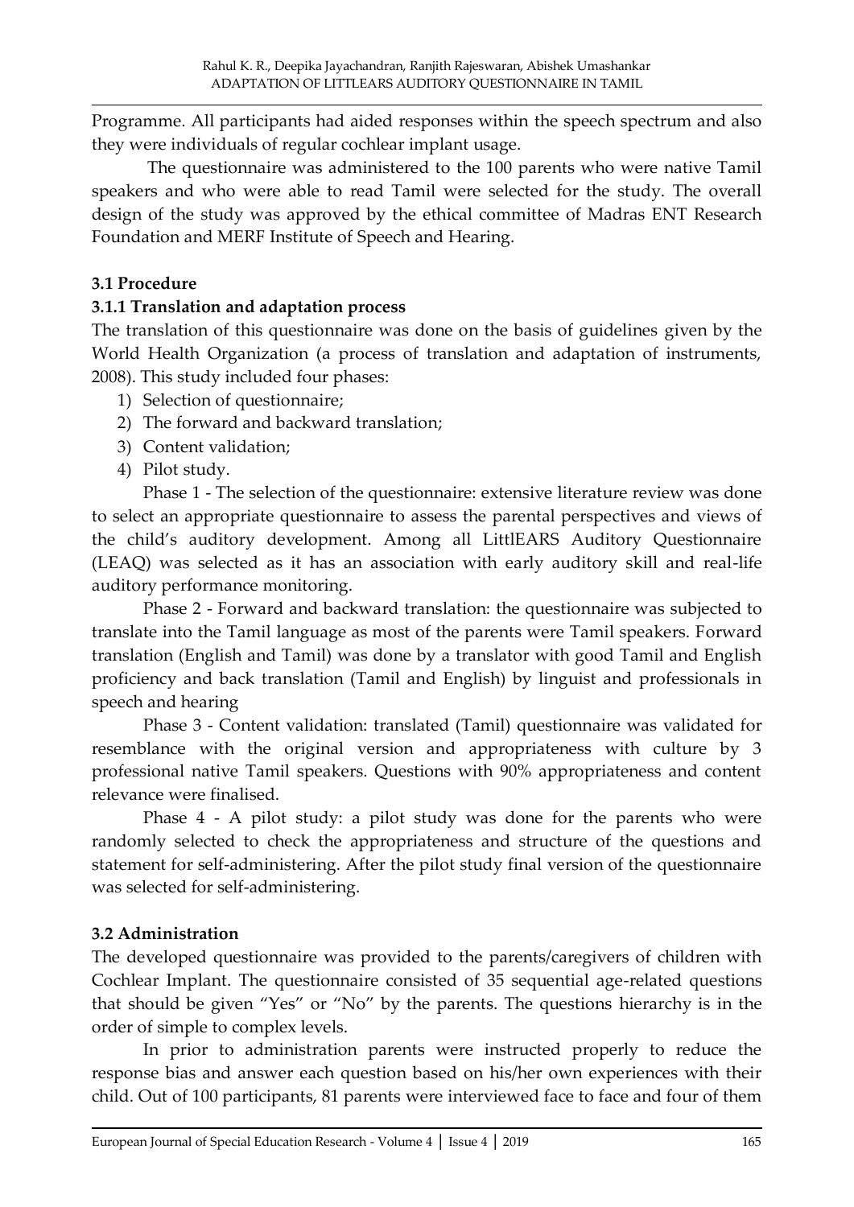Programme. All participants had aided responses within the speech spectrum and also they were individuals of regular cochlear implant usage.

The questionnaire was administered to the 100 parents who were native Tamil speakers and who were able to read Tamil were selected for the study. The overall design of the study was approved by the ethical committee of Madras ENT Research Foundation and MERF Institute of Speech and Hearing.

### 3.1 Procedure

#### 3.1.1 Translation and adaptation process

The translation of this questionnaire was done on the basis of guidelines given by the World Health Organization (a process of translation and adaptation of instruments, 2008). This study included four phases:

1) Selection of questionnaire;
2) The forward and backward translation;
3) Content validation;
4) Pilot study.

Phase 1 - The selection of the questionnaire: extensive literature review was done to select an appropriate questionnaire to assess the parental perspectives and views of the child's auditory development. Among all LittlEARS Auditory Questionnaire (LEAQ) was selected as it has an association with early auditory skill and real-life auditory performance monitoring.

Phase 2 - Forward and backward translation: the questionnaire was subjected to translate into the Tamil language as most of the parents were Tamil speakers. Forward translation (English and Tamil) was done by a translator with good Tamil and English proficiency and back translation (Tamil and English) by linguist and professionals in speech and hearing

Phase 3 - Content validation: translated (Tamil) questionnaire was validated for resemblance with the original version and appropriateness with culture by 3 professional native Tamil speakers. Questions with 90% appropriateness and content relevance were finalised.

Phase 4 - A pilot study: a pilot study was done for the parents who were randomly selected to check the appropriateness and structure of the questions and statement for self-administering. After the pilot study final version of the questionnaire was selected for self-administering.

### 3.2 Administration

The developed questionnaire was provided to the parents/caregivers of children with Cochlear Implant. The questionnaire consisted of 35 sequential age-related questions that should be given "Yes" or "No" by the parents. The questions hierarchy is in the order of simple to complex levels.

In prior to administration parents were instructed properly to reduce the response bias and answer each question based on his/her own experiences with their child. Out of 100 participants, 81 parents were interviewed face to face and four of them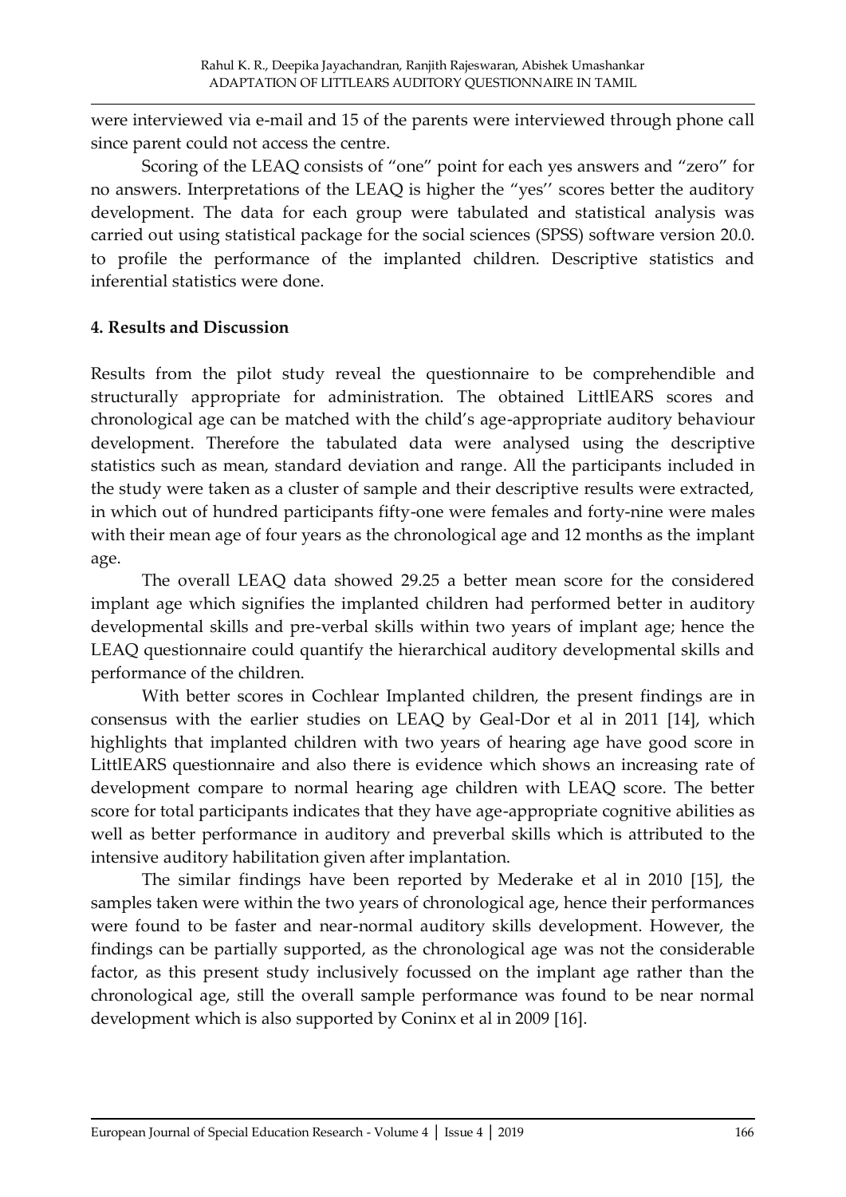were interviewed via e-mail and 15 of the parents were interviewed through phone call since parent could not access the centre.

Scoring of the LEAQ consists of "one" point for each yes answers and "zero" for no answers. Interpretations of the LEAQ is higher the "yes'' scores better the auditory development. The data for each group were tabulated and statistical analysis was carried out using statistical package for the social sciences (SPSS) software version 20.0. to profile the performance of the implanted children. Descriptive statistics and inferential statistics were done.

## 4. Results and Discussion

Results from the pilot study reveal the questionnaire to be comprehendible and structurally appropriate for administration. The obtained LittlEARS scores and chronological age can be matched with the child's age-appropriate auditory behaviour development. Therefore the tabulated data were analysed using the descriptive statistics such as mean, standard deviation and range. All the participants included in the study were taken as a cluster of sample and their descriptive results were extracted, in which out of hundred participants fifty-one were females and forty-nine were males with their mean age of four years as the chronological age and 12 months as the implant age.

The overall LEAQ data showed 29.25 a better mean score for the considered implant age which signifies the implanted children had performed better in auditory developmental skills and pre-verbal skills within two years of implant age; hence the LEAQ questionnaire could quantify the hierarchical auditory developmental skills and performance of the children.

With better scores in Cochlear Implanted children, the present findings are in consensus with the earlier studies on LEAQ by Geal-Dor et al in 2011 [14], which highlights that implanted children with two years of hearing age have good score in LittlEARS questionnaire and also there is evidence which shows an increasing rate of development compare to normal hearing age children with LEAQ score. The better score for total participants indicates that they have age-appropriate cognitive abilities as well as better performance in auditory and preverbal skills which is attributed to the intensive auditory habilitation given after implantation.

The similar findings have been reported by Mederake et al in 2010 [15], the samples taken were within the two years of chronological age, hence their performances were found to be faster and near-normal auditory skills development. However, the findings can be partially supported, as the chronological age was not the considerable factor, as this present study inclusively focussed on the implant age rather than the chronological age, still the overall sample performance was found to be near normal development which is also supported by Coninx et al in 2009 [16].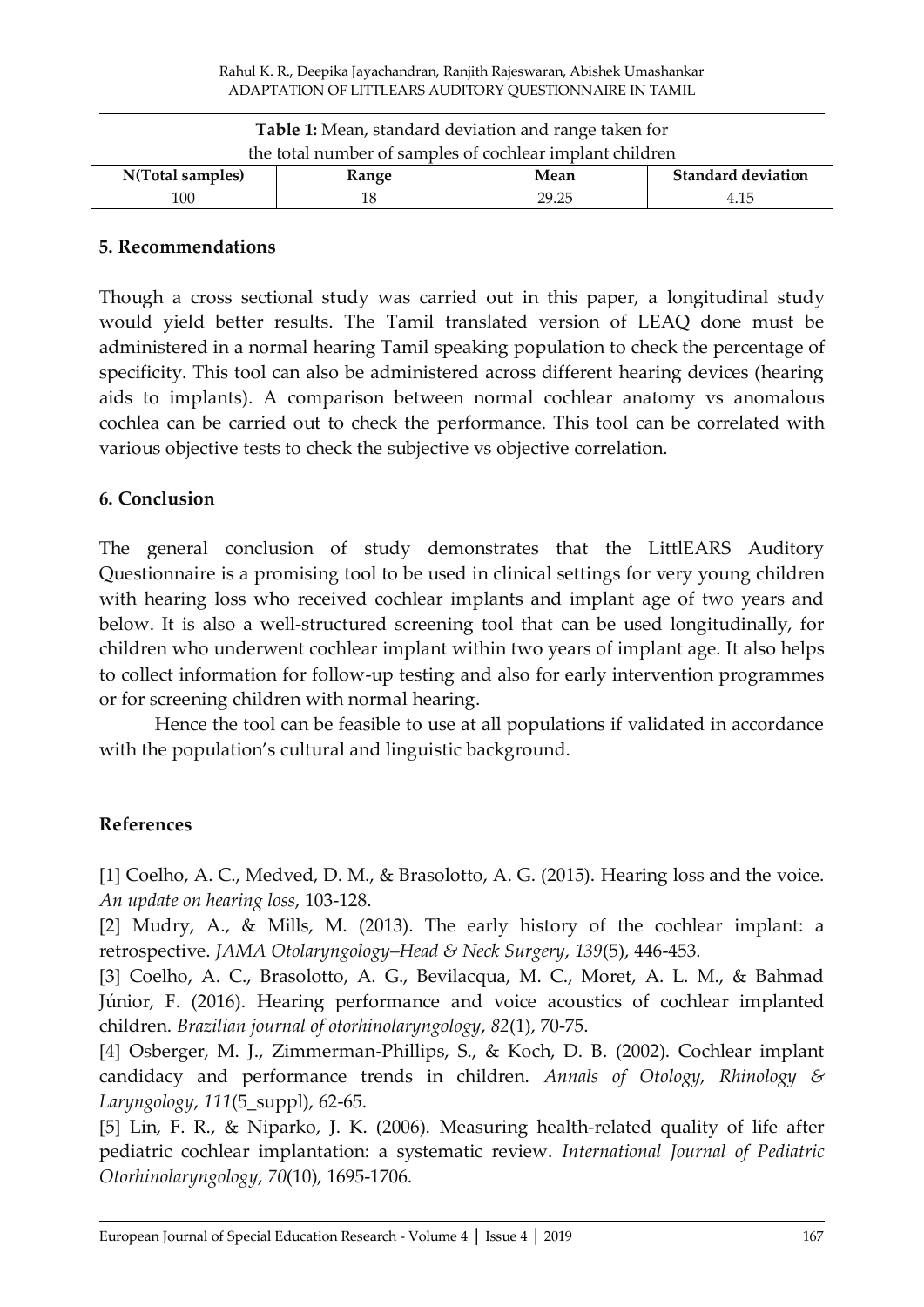**Table 1:** Mean, standard deviation and range taken for the total number of samples of cochlear implant children

| N(Total samples) | Range | Mean | Standard deviation |
|---|---|---|---|
| 100 | 18 | 29.25 | 4.15 |

## 5. Recommendations

Though a cross sectional study was carried out in this paper, a longitudinal study would yield better results. The Tamil translated version of LEAQ done must be administered in a normal hearing Tamil speaking population to check the percentage of specificity. This tool can also be administered across different hearing devices (hearing aids to implants). A comparison between normal cochlear anatomy vs anomalous cochlea can be carried out to check the performance. This tool can be correlated with various objective tests to check the subjective vs objective correlation.

## 6. Conclusion

The general conclusion of study demonstrates that the LittlEARS Auditory Questionnaire is a promising tool to be used in clinical settings for very young children with hearing loss who received cochlear implants and implant age of two years and below. It is also a well-structured screening tool that can be used longitudinally, for children who underwent cochlear implant within two years of implant age. It also helps to collect information for follow-up testing and also for early intervention programmes or for screening children with normal hearing.

Hence the tool can be feasible to use at all populations if validated in accordance with the population's cultural and linguistic background.

## References

[1] Coelho, A. C., Medved, D. M., & Brasolotto, A. G. (2015). Hearing loss and the voice. *An update on hearing loss*, 103-128.

[2] Mudry, A., & Mills, M. (2013). The early history of the cochlear implant: a retrospective. *JAMA Otolaryngology–Head & Neck Surgery*, *139*(5), 446-453.

[3] Coelho, A. C., Brasolotto, A. G., Bevilacqua, M. C., Moret, A. L. M., & Bahmad Júnior, F. (2016). Hearing performance and voice acoustics of cochlear implanted children. *Brazilian journal of otorhinolaryngology*, *82*(1), 70-75.

[4] Osberger, M. J., Zimmerman-Phillips, S., & Koch, D. B. (2002). Cochlear implant candidacy and performance trends in children. *Annals of Otology, Rhinology & Laryngology*, *111*(5_suppl), 62-65.

[5] Lin, F. R., & Niparko, J. K. (2006). Measuring health-related quality of life after pediatric cochlear implantation: a systematic review. *International Journal of Pediatric Otorhinolaryngology*, *70*(10), 1695-1706.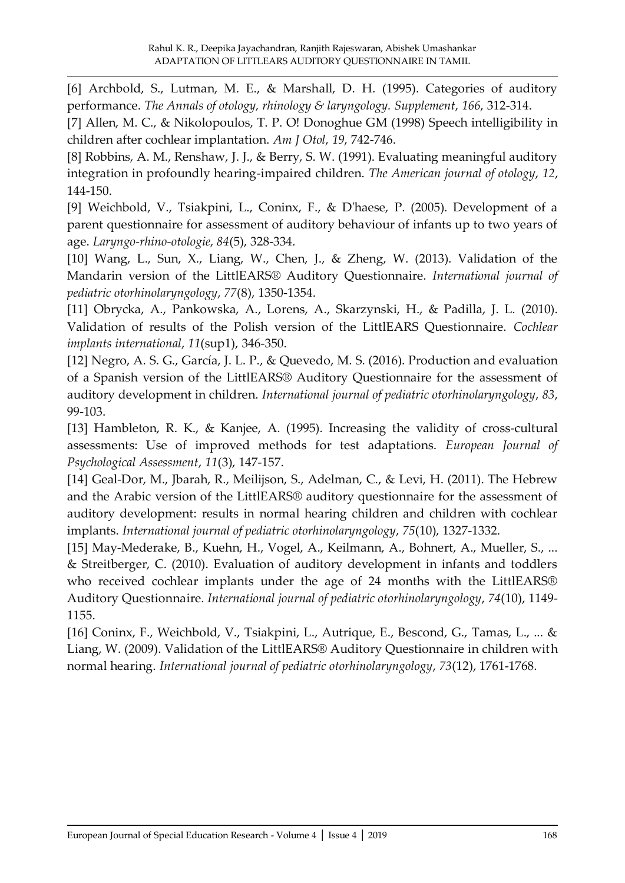[6] Archbold, S., Lutman, M. E., & Marshall, D. H. (1995). Categories of auditory performance. *The Annals of otology, rhinology & laryngology. Supplement*, *166*, 312-314.

[7] Allen, M. C., & Nikolopoulos, T. P. O! Donoghue GM (1998) Speech intelligibility in children after cochlear implantation. *Am J Otol*, *19*, 742-746.

[8] Robbins, A. M., Renshaw, J. J., & Berry, S. W. (1991). Evaluating meaningful auditory integration in profoundly hearing-impaired children. *The American journal of otology*, *12*, 144-150.

[9] Weichbold, V., Tsiakpini, L., Coninx, F., & D'haese, P. (2005). Development of a parent questionnaire for assessment of auditory behaviour of infants up to two years of age. *Laryngo-rhino-otologie*, *84*(5), 328-334.

[10] Wang, L., Sun, X., Liang, W., Chen, J., & Zheng, W. (2013). Validation of the Mandarin version of the LittlEARS® Auditory Questionnaire. *International journal of pediatric otorhinolaryngology*, *77*(8), 1350-1354.

[11] Obrycka, A., Pankowska, A., Lorens, A., Skarzynski, H., & Padilla, J. L. (2010). Validation of results of the Polish version of the LittlEARS Questionnaire. *Cochlear implants international*, *11*(sup1), 346-350.

[12] Negro, A. S. G., García, J. L. P., & Quevedo, M. S. (2016). Production and evaluation of a Spanish version of the LittlEARS® Auditory Questionnaire for the assessment of auditory development in children. *International journal of pediatric otorhinolaryngology*, *83*, 99-103.

[13] Hambleton, R. K., & Kanjee, A. (1995). Increasing the validity of cross-cultural assessments: Use of improved methods for test adaptations. *European Journal of Psychological Assessment*, *11*(3), 147-157.

[14] Geal-Dor, M., Jbarah, R., Meilijson, S., Adelman, C., & Levi, H. (2011). The Hebrew and the Arabic version of the LittlEARS® auditory questionnaire for the assessment of auditory development: results in normal hearing children and children with cochlear implants. *International journal of pediatric otorhinolaryngology*, *75*(10), 1327-1332.

[15] May-Mederake, B., Kuehn, H., Vogel, A., Keilmann, A., Bohnert, A., Mueller, S., ... & Streitberger, C. (2010). Evaluation of auditory development in infants and toddlers who received cochlear implants under the age of 24 months with the LittlEARS® Auditory Questionnaire. *International journal of pediatric otorhinolaryngology*, *74*(10), 1149-1155.

[16] Coninx, F., Weichbold, V., Tsiakpini, L., Autrique, E., Bescond, G., Tamas, L., ... & Liang, W. (2009). Validation of the LittlEARS® Auditory Questionnaire in children with normal hearing. *International journal of pediatric otorhinolaryngology*, *73*(12), 1761-1768.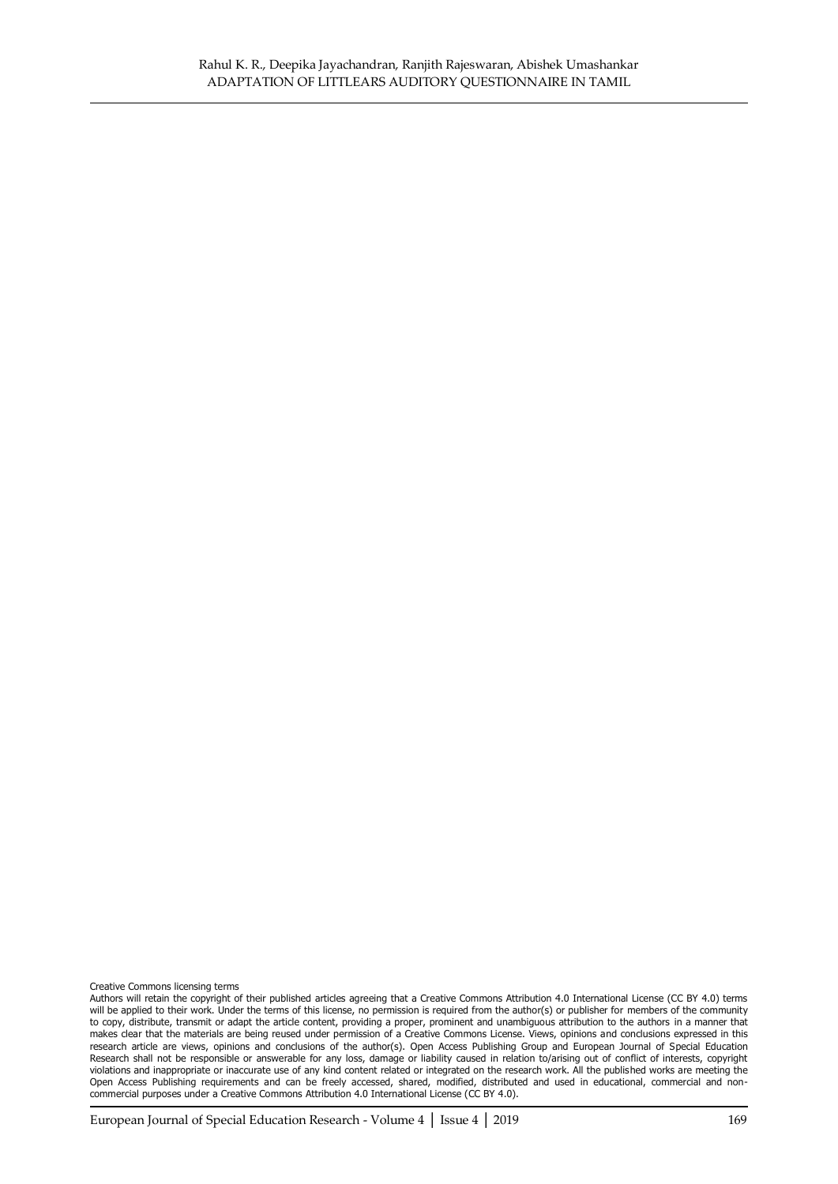Creative Commons licensing terms

Authors will retain the copyright of their published articles agreeing that a Creative Commons Attribution 4.0 International License (CC BY 4.0) terms will be applied to their work. Under the terms of this license, no permission is required from the author(s) or publisher for members of the community to copy, distribute, transmit or adapt the article content, providing a proper, prominent and unambiguous attribution to the authors in a manner that makes clear that the materials are being reused under permission of a Creative Commons License. Views, opinions and conclusions expressed in this research article are views, opinions and conclusions of the author(s). Open Access Publishing Group and European Journal of Special Education Research shall not be responsible or answerable for any loss, damage or liability caused in relation to/arising out of conflict of interests, copyright violations and inappropriate or inaccurate use of any kind content related or integrated on the research work. All the published works are meeting the Open Access Publishing requirements and can be freely accessed, shared, modified, distributed and used in educational, commercial and non-commercial purposes under a Creative Commons Attribution 4.0 International License (CC BY 4.0).